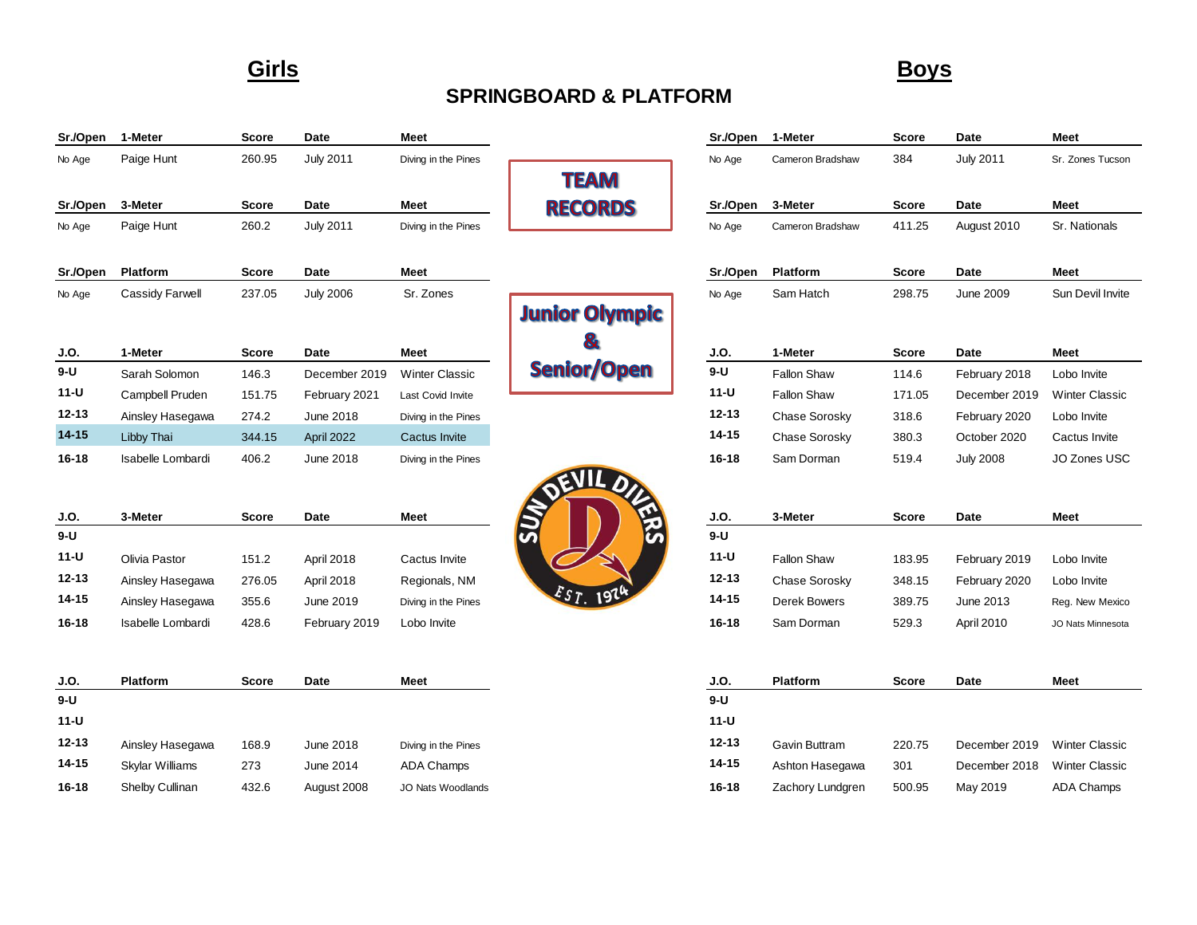# SPRINGBOARD & PLATFORM

TEAM RECORDS

Junior Olympic & Senior/Open

## Girls

| Sr./Open | 1-Meter | Score | Date | Meet |
|---|---|---|---|---|
| No Age | Paige Hunt | 260.95 | July 2011 | Diving in the Pines |

| Sr./Open | 3-Meter | Score | Date | Meet |
|---|---|---|---|---|
| No Age | Paige Hunt | 260.2 | July 2011 | Diving in the Pines |

| Sr./Open | Platform | Score | Date | Meet |
|---|---|---|---|---|
| No Age | Cassidy Farwell | 237.05 | July 2006 | Sr. Zones |

| J.O. | 1-Meter | Score | Date | Meet |
|---|---|---|---|---|
| 9-U | Sarah Solomon | 146.3 | December 2019 | Winter Classic |
| 11-U | Campbell Pruden | 151.75 | February 2021 | Last Covid Invite |
| 12-13 | Ainsley Hasegawa | 274.2 | June 2018 | Diving in the Pines |
| 14-15 | Libby Thai | 344.15 | April 2022 | Cactus Invite |
| 16-18 | Isabelle Lombardi | 406.2 | June 2018 | Diving in the Pines |

| J.O. | 3-Meter | Score | Date | Meet |
|---|---|---|---|---|
| 9-U | | | | |
| 11-U | Olivia Pastor | 151.2 | April 2018 | Cactus Invite |
| 12-13 | Ainsley Hasegawa | 276.05 | April 2018 | Regionals, NM |
| 14-15 | Ainsley Hasegawa | 355.6 | June 2019 | Diving in the Pines |
| 16-18 | Isabelle Lombardi | 428.6 | February 2019 | Lobo Invite |

| J.O. | Platform | Score | Date | Meet |
|---|---|---|---|---|
| 9-U | | | | |
| 11-U | | | | |
| 12-13 | Ainsley Hasegawa | 168.9 | June 2018 | Diving in the Pines |
| 14-15 | Skylar Williams | 273 | June 2014 | ADA Champs |
| 16-18 | Shelby Cullinan | 432.6 | August 2008 | JO Nats Woodlands |

## Boys

| Sr./Open | 1-Meter | Score | Date | Meet |
|---|---|---|---|---|
| No Age | Cameron Bradshaw | 384 | July 2011 | Sr. Zones Tucson |

| Sr./Open | 3-Meter | Score | Date | Meet |
|---|---|---|---|---|
| No Age | Cameron Bradshaw | 411.25 | August 2010 | Sr. Nationals |

| Sr./Open | Platform | Score | Date | Meet |
|---|---|---|---|---|
| No Age | Sam Hatch | 298.75 | June 2009 | Sun Devil Invite |

| J.O. | 1-Meter | Score | Date | Meet |
|---|---|---|---|---|
| 9-U | Fallon Shaw | 114.6 | February 2018 | Lobo Invite |
| 11-U | Fallon Shaw | 171.05 | December 2019 | Winter Classic |
| 12-13 | Chase Sorosky | 318.6 | February 2020 | Lobo Invite |
| 14-15 | Chase Sorosky | 380.3 | October 2020 | Cactus Invite |
| 16-18 | Sam Dorman | 519.4 | July 2008 | JO Zones USC |

| J.O. | 3-Meter | Score | Date | Meet |
|---|---|---|---|---|
| 9-U | | | | |
| 11-U | Fallon Shaw | 183.95 | February 2019 | Lobo Invite |
| 12-13 | Chase Sorosky | 348.15 | February 2020 | Lobo Invite |
| 14-15 | Derek Bowers | 389.75 | June 2013 | Reg. New Mexico |
| 16-18 | Sam Dorman | 529.3 | April 2010 | JO Nats Minnesota |

| J.O. | Platform | Score | Date | Meet |
|---|---|---|---|---|
| 9-U | | | | |
| 11-U | | | | |
| 12-13 | Gavin Buttram | 220.75 | December 2019 | Winter Classic |
| 14-15 | Ashton Hasegawa | 301 | December 2018 | Winter Classic |
| 16-18 | Zachory Lundgren | 500.95 | May 2019 | ADA Champs |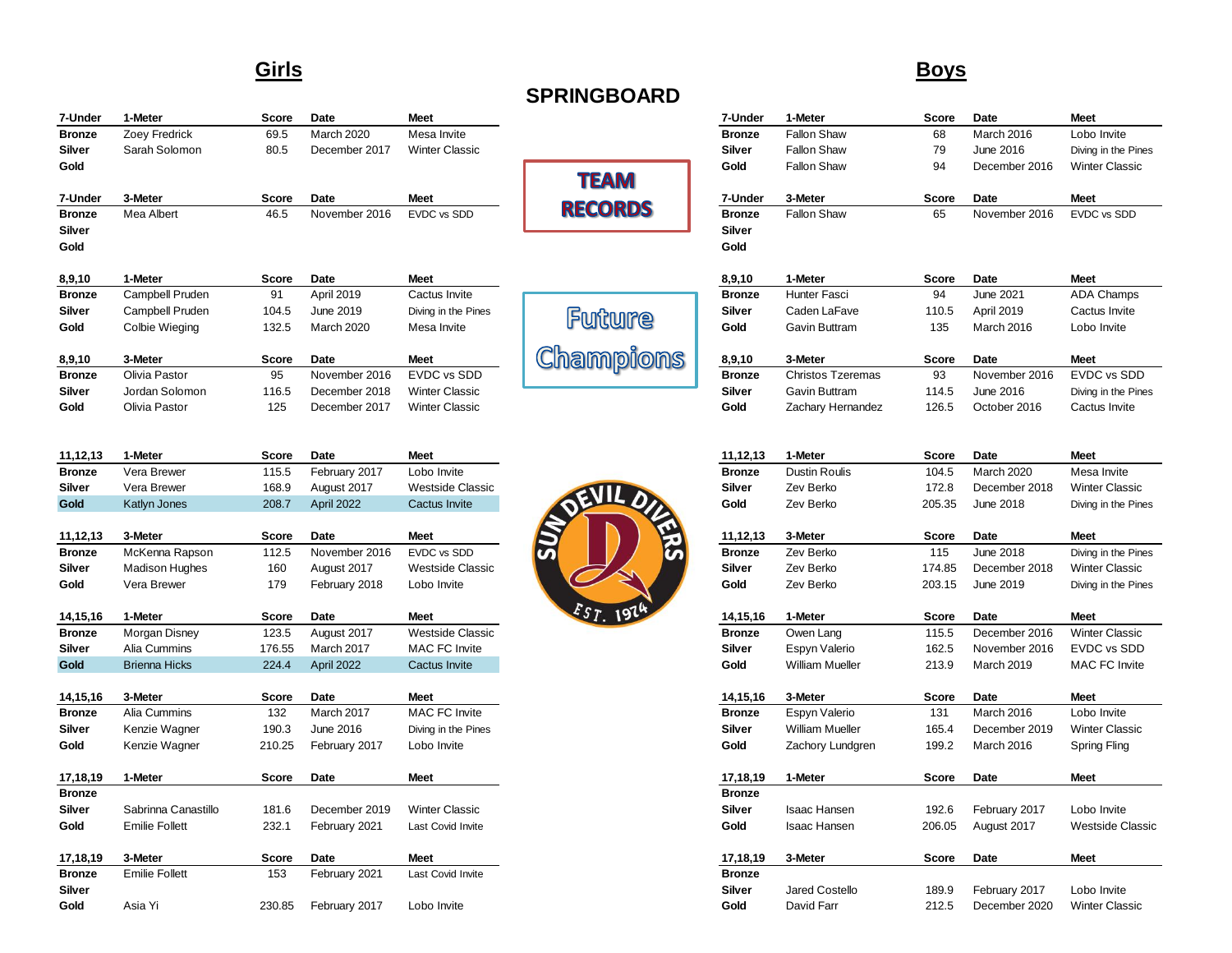# SPRINGBOARD

TEAM RECORDS

Future Champions

## Girls

| 7-Under | 1-Meter | Score | Date | Meet |
|---|---|---|---|---|
| Bronze | Zoey Fredrick | 69.5 | March 2020 | Mesa Invite |
| Silver | Sarah Solomon | 80.5 | December 2017 | Winter Classic |
| Gold | | | | |

| 7-Under | 3-Meter | Score | Date | Meet |
|---|---|---|---|---|
| Bronze | Mea Albert | 46.5 | November 2016 | EVDC vs SDD |
| Silver | | | | |
| Gold | | | | |

| 8,9,10 | 1-Meter | Score | Date | Meet |
|---|---|---|---|---|
| Bronze | Campbell Pruden | 91 | April 2019 | Cactus Invite |
| Silver | Campbell Pruden | 104.5 | June 2019 | Diving in the Pines |
| Gold | Colbie Wieging | 132.5 | March 2020 | Mesa Invite |

| 8,9,10 | 3-Meter | Score | Date | Meet |
|---|---|---|---|---|
| Bronze | Olivia Pastor | 95 | November 2016 | EVDC vs SDD |
| Silver | Jordan Solomon | 116.5 | December 2018 | Winter Classic |
| Gold | Olivia Pastor | 125 | December 2017 | Winter Classic |

| 11,12,13 | 1-Meter | Score | Date | Meet |
|---|---|---|---|---|
| Bronze | Vera Brewer | 115.5 | February 2017 | Lobo Invite |
| Silver | Vera Brewer | 168.9 | August 2017 | Westside Classic |
| Gold | Katlyn Jones | 208.7 | April 2022 | Cactus Invite |

| 11,12,13 | 3-Meter | Score | Date | Meet |
|---|---|---|---|---|
| Bronze | McKenna Rapson | 112.5 | November 2016 | EVDC vs SDD |
| Silver | Madison Hughes | 160 | August 2017 | Westside Classic |
| Gold | Vera Brewer | 179 | February 2018 | Lobo Invite |

| 14,15,16 | 1-Meter | Score | Date | Meet |
|---|---|---|---|---|
| Bronze | Morgan Disney | 123.5 | August 2017 | Westside Classic |
| Silver | Alia Cummins | 176.55 | March 2017 | MAC FC Invite |
| Gold | Brienna Hicks | 224.4 | April 2022 | Cactus Invite |

| 14,15,16 | 3-Meter | Score | Date | Meet |
|---|---|---|---|---|
| Bronze | Alia Cummins | 132 | March 2017 | MAC FC Invite |
| Silver | Kenzie Wagner | 190.3 | June 2016 | Diving in the Pines |
| Gold | Kenzie Wagner | 210.25 | February 2017 | Lobo Invite |

| 17,18,19 | 1-Meter | Score | Date | Meet |
|---|---|---|---|---|
| Bronze | | | | |
| Silver | Sabrinna Canastillo | 181.6 | December 2019 | Winter Classic |
| Gold | Emilie Follett | 232.1 | February 2021 | Last Covid Invite |

| 17,18,19 | 3-Meter | Score | Date | Meet |
|---|---|---|---|---|
| Bronze | Emilie Follett | 153 | February 2021 | Last Covid Invite |
| Silver | | | | |
| Gold | Asia Yi | 230.85 | February 2017 | Lobo Invite |

## Boys

| 7-Under | 1-Meter | Score | Date | Meet |
|---|---|---|---|---|
| Bronze | Fallon Shaw | 68 | March 2016 | Lobo Invite |
| Silver | Fallon Shaw | 79 | June 2016 | Diving in the Pines |
| Gold | Fallon Shaw | 94 | December 2016 | Winter Classic |

| 7-Under | 3-Meter | Score | Date | Meet |
|---|---|---|---|---|
| Bronze | Fallon Shaw | 65 | November 2016 | EVDC vs SDD |
| Silver | | | | |
| Gold | | | | |

| 8,9,10 | 1-Meter | Score | Date | Meet |
|---|---|---|---|---|
| Bronze | Hunter Fasci | 94 | June 2021 | ADA Champs |
| Silver | Caden LaFave | 110.5 | April 2019 | Cactus Invite |
| Gold | Gavin Buttram | 135 | March 2016 | Lobo Invite |

| 8,9,10 | 3-Meter | Score | Date | Meet |
|---|---|---|---|---|
| Bronze | Christos Tzeremas | 93 | November 2016 | EVDC vs SDD |
| Silver | Gavin Buttram | 114.5 | June 2016 | Diving in the Pines |
| Gold | Zachary Hernandez | 126.5 | October 2016 | Cactus Invite |

| 11,12,13 | 1-Meter | Score | Date | Meet |
|---|---|---|---|---|
| Bronze | Dustin Roulis | 104.5 | March 2020 | Mesa Invite |
| Silver | Zev Berko | 172.8 | December 2018 | Winter Classic |
| Gold | Zev Berko | 205.35 | June 2018 | Diving in the Pines |

| 11,12,13 | 3-Meter | Score | Date | Meet |
|---|---|---|---|---|
| Bronze | Zev Berko | 115 | June 2018 | Diving in the Pines |
| Silver | Zev Berko | 174.85 | December 2018 | Winter Classic |
| Gold | Zev Berko | 203.15 | June 2019 | Diving in the Pines |

| 14,15,16 | 1-Meter | Score | Date | Meet |
|---|---|---|---|---|
| Bronze | Owen Lang | 115.5 | December 2016 | Winter Classic |
| Silver | Espyn Valerio | 162.5 | November 2016 | EVDC vs SDD |
| Gold | William Mueller | 213.9 | March 2019 | MAC FC Invite |

| 14,15,16 | 3-Meter | Score | Date | Meet |
|---|---|---|---|---|
| Bronze | Espyn Valerio | 131 | March 2016 | Lobo Invite |
| Silver | William Mueller | 165.4 | December 2019 | Winter Classic |
| Gold | Zachory Lundgren | 199.2 | March 2016 | Spring Fling |

| 17,18,19 | 1-Meter | Score | Date | Meet |
|---|---|---|---|---|
| Bronze | | | | |
| Silver | Isaac Hansen | 192.6 | February 2017 | Lobo Invite |
| Gold | Isaac Hansen | 206.05 | August 2017 | Westside Classic |

| 17,18,19 | 3-Meter | Score | Date | Meet |
|---|---|---|---|---|
| Bronze | | | | |
| Silver | Jared Costello | 189.9 | February 2017 | Lobo Invite |
| Gold | David Farr | 212.5 | December 2020 | Winter Classic |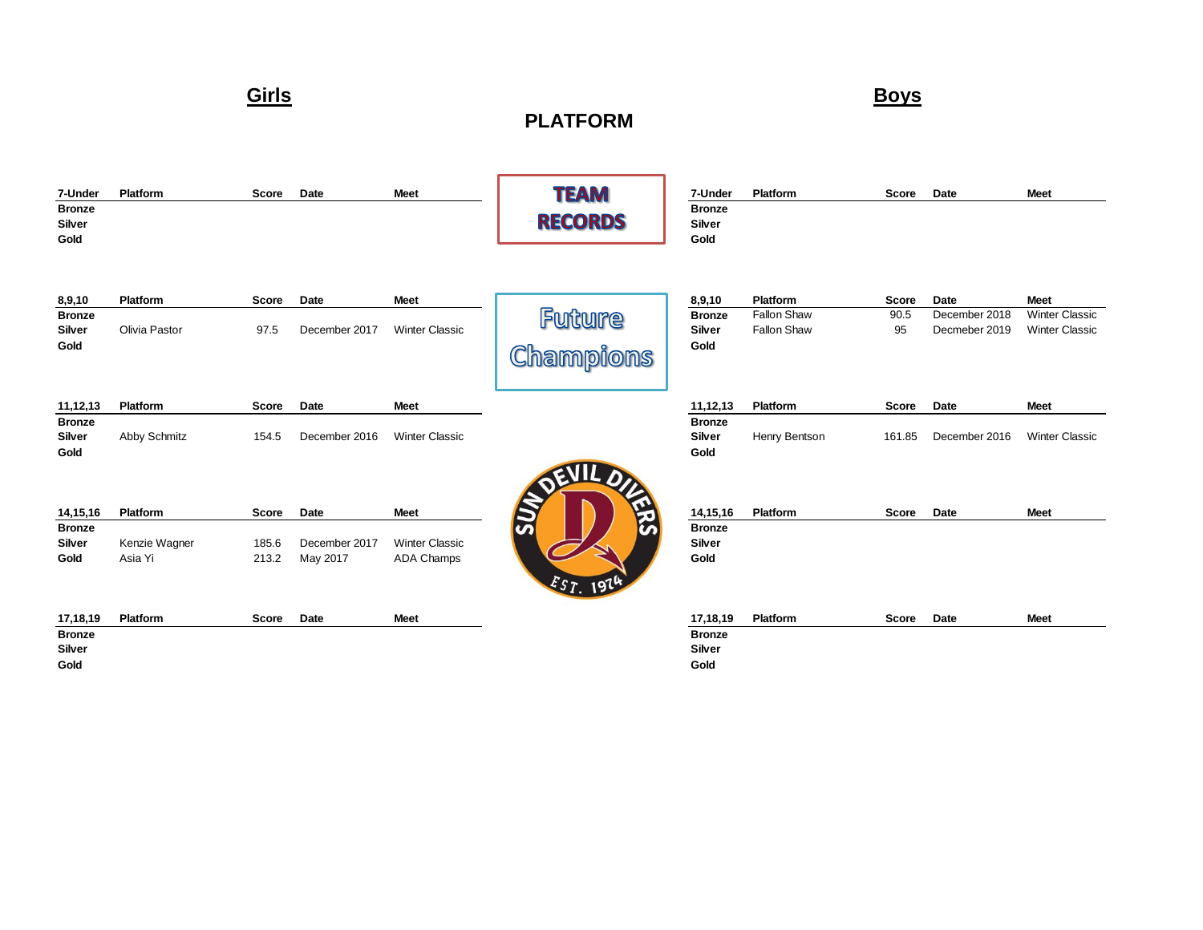## Girls

## Boys

# PLATFORM

TEAM RECORDS

Future Champions

SUN DEVIL DIVERS EST. 1974

### Girls

| 7-Under | Platform | Score | Date | Meet |
|---|---|---|---|---|
| Bronze | | | | |
| Silver | | | | |
| Gold | | | | |

| 8,9,10 | Platform | Score | Date | Meet |
|---|---|---|---|---|
| Bronze | | | | |
| Silver | Olivia Pastor | 97.5 | December 2017 | Winter Classic |
| Gold | | | | |

| 11,12,13 | Platform | Score | Date | Meet |
|---|---|---|---|---|
| Bronze | | | | |
| Silver | Abby Schmitz | 154.5 | December 2016 | Winter Classic |
| Gold | | | | |

| 14,15,16 | Platform | Score | Date | Meet |
|---|---|---|---|---|
| Bronze | | | | |
| Silver | Kenzie Wagner | 185.6 | December 2017 | Winter Classic |
| Gold | Asia Yi | 213.2 | May 2017 | ADA Champs |

| 17,18,19 | Platform | Score | Date | Meet |
|---|---|---|---|---|
| Bronze | | | | |
| Silver | | | | |
| Gold | | | | |

### Boys

| 7-Under | Platform | Score | Date | Meet |
|---|---|---|---|---|
| Bronze | | | | |
| Silver | | | | |
| Gold | | | | |

| 8,9,10 | Platform | Score | Date | Meet |
|---|---|---|---|---|
| Bronze | Fallon Shaw | 90.5 | December 2018 | Winter Classic |
| Silver | Fallon Shaw | 95 | Decmeber 2019 | Winter Classic |
| Gold | | | | |

| 11,12,13 | Platform | Score | Date | Meet |
|---|---|---|---|---|
| Bronze | | | | |
| Silver | Henry Bentson | 161.85 | December 2016 | Winter Classic |
| Gold | | | | |

| 14,15,16 | Platform | Score | Date | Meet |
|---|---|---|---|---|
| Bronze | | | | |
| Silver | | | | |
| Gold | | | | |

| 17,18,19 | Platform | Score | Date | Meet |
|---|---|---|---|---|
| Bronze | | | | |
| Silver | | | | |
| Gold | | | | |